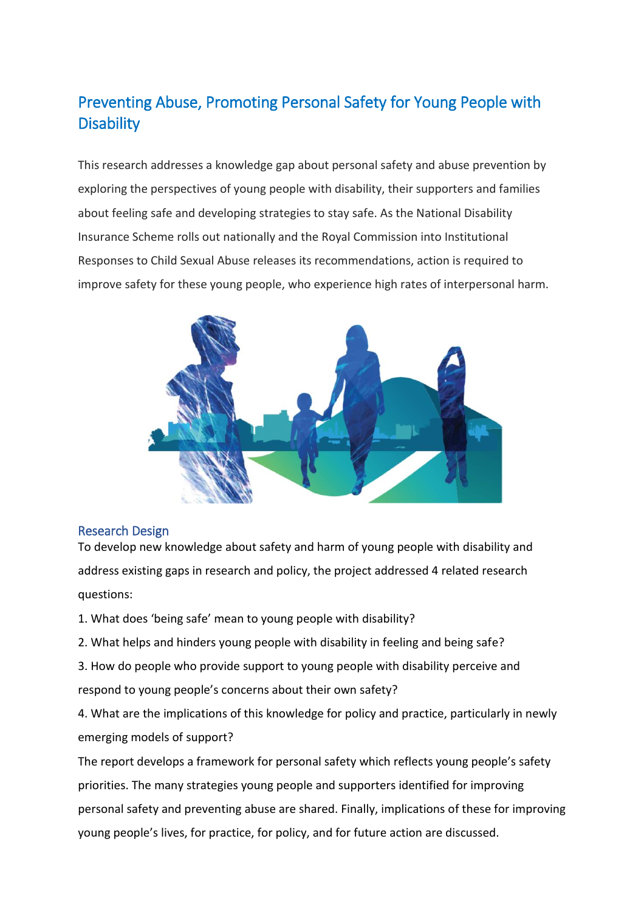# Preventing Abuse, Promoting Personal Safety for Young People with Disability

This research addresses a knowledge gap about personal safety and abuse prevention by exploring the perspectives of young people with disability, their supporters and families about feeling safe and developing strategies to stay safe. As the National Disability Insurance Scheme rolls out nationally and the Royal Commission into Institutional Responses to Child Sexual Abuse releases its recommendations, action is required to improve safety for these young people, who experience high rates of interpersonal harm.

## Research Design

To develop new knowledge about safety and harm of young people with disability and address existing gaps in research and policy, the project addressed 4 related research questions:

1. What does 'being safe' mean to young people with disability?
2. What helps and hinders young people with disability in feeling and being safe?
3. How do people who provide support to young people with disability perceive and respond to young people's concerns about their own safety?
4. What are the implications of this knowledge for policy and practice, particularly in newly emerging models of support?

The report develops a framework for personal safety which reflects young people's safety priorities. The many strategies young people and supporters identified for improving personal safety and preventing abuse are shared. Finally, implications of these for improving young people's lives, for practice, for policy, and for future action are discussed.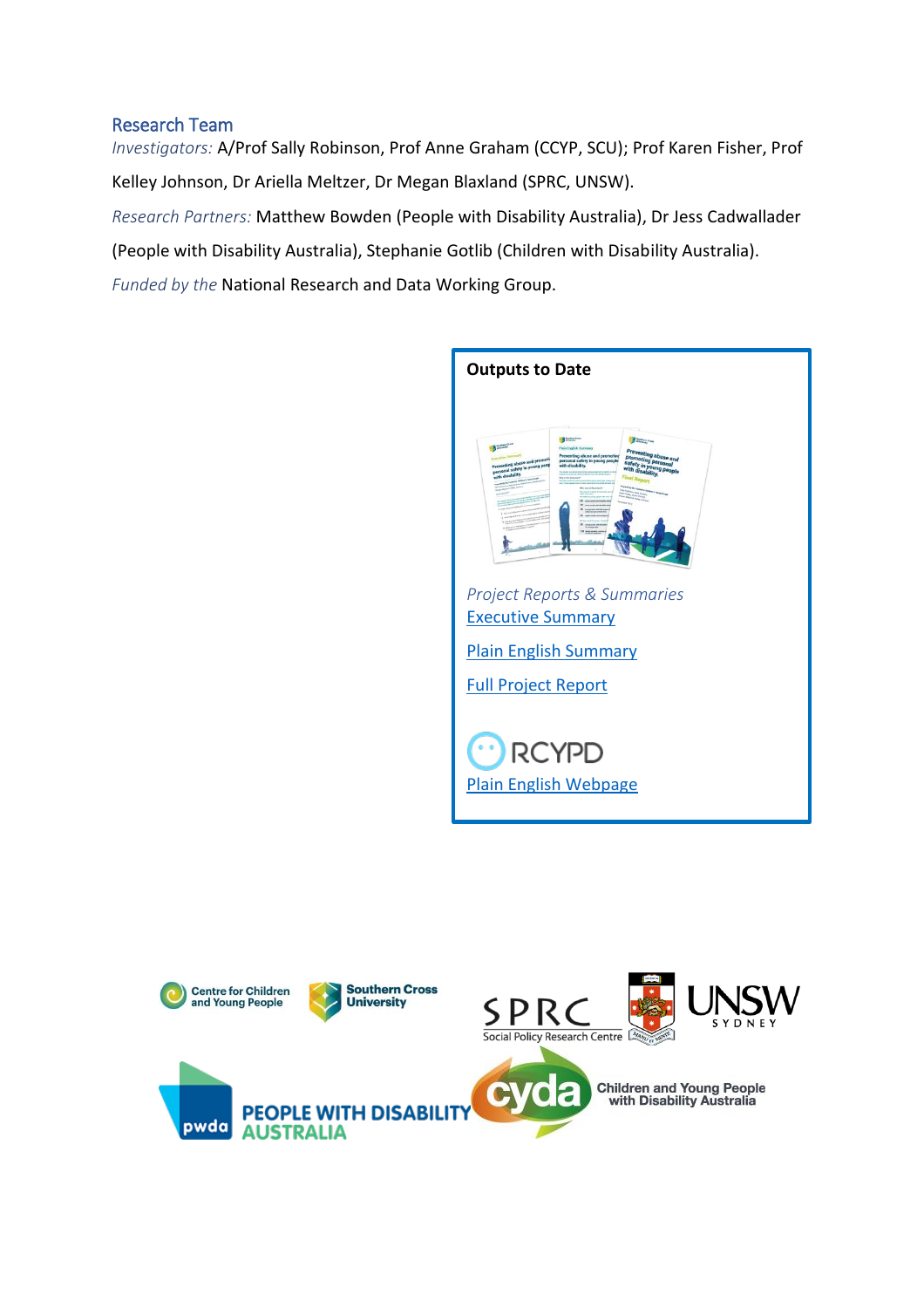## Research Team

*Investigators:* A/Prof Sally Robinson, Prof Anne Graham (CCYP, SCU); Prof Karen Fisher, Prof Kelley Johnson, Dr Ariella Meltzer, Dr Megan Blaxland (SPRC, UNSW).

*Research Partners:* Matthew Bowden (People with Disability Australia), Dr Jess Cadwallader (People with Disability Australia), Stephanie Gotlib (Children with Disability Australia).

*Funded by the* National Research and Data Working Group.

**Outputs to Date**

*Project Reports & Summaries*

Executive Summary

Plain English Summary

Full Project Report

RCYPD

Plain English Webpage